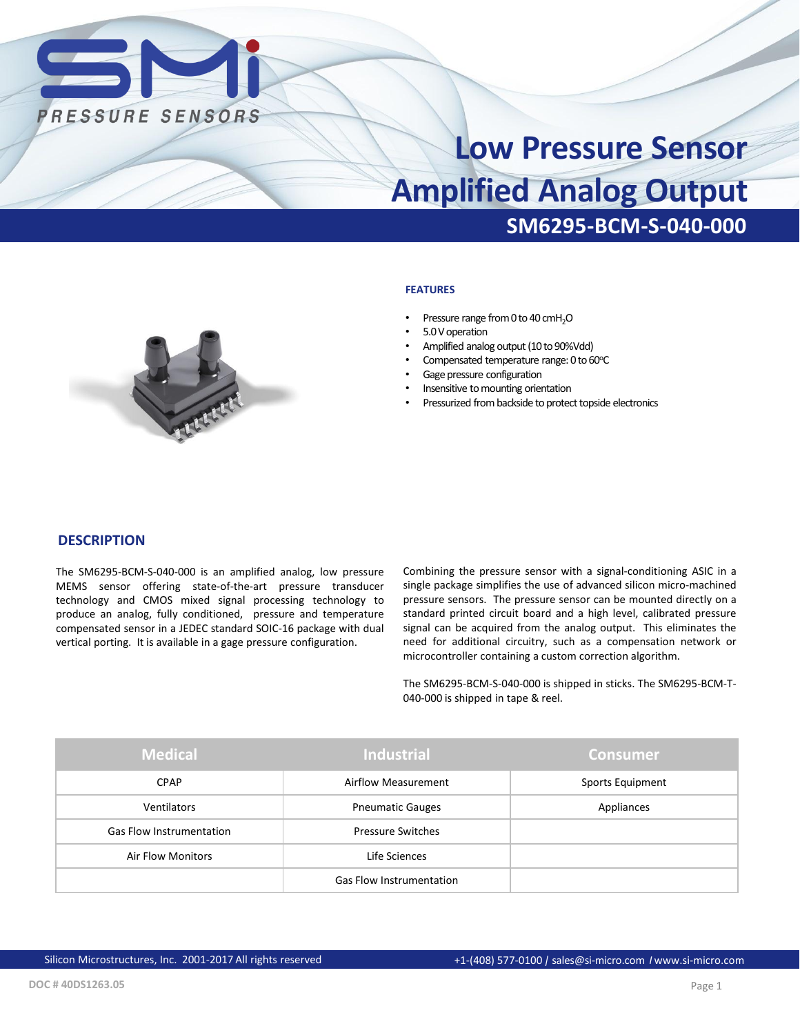PRESSURE SENSORS

# Low Pressure Sensor Amplified Analog Output

## SM6295-BCM-S-040-000

### FEATURES

- Pressure range from 0 to 40 cm$H_2O$
- 5.0 V operation
- Amplified analog output (10 to 90%Vdd)
- Compensated temperature range: 0 to 60°C
- Gage pressure configuration
- Insensitive to mounting orientation
- Pressurized from backside to protect topside electronics

## DESCRIPTION

The SM6295-BCM-S-040-000 is an amplified analog, low pressure MEMS sensor offering state-of-the-art pressure transducer technology and CMOS mixed signal processing technology to produce an analog, fully conditioned, pressure and temperature compensated sensor in a JEDEC standard SOIC-16 package with dual vertical porting. It is available in a gage pressure configuration.

Combining the pressure sensor with a signal-conditioning ASIC in a single package simplifies the use of advanced silicon micro-machined pressure sensors. The pressure sensor can be mounted directly on a standard printed circuit board and a high level, calibrated pressure signal can be acquired from the analog output. This eliminates the need for additional circuitry, such as a compensation network or microcontroller containing a custom correction algorithm.

The SM6295-BCM-S-040-000 is shipped in sticks. The SM6295-BCM-T-040-000 is shipped in tape & reel.

| Medical | Industrial | Consumer |
|---|---|---|
| CPAP | Airflow Measurement | Sports Equipment |
| Ventilators | Pneumatic Gauges | Appliances |
| Gas Flow Instrumentation | Pressure Switches | |
| Air Flow Monitors | Life Sciences | |
| | Gas Flow Instrumentation | |

Silicon Microstructures, Inc. 2001-2017 All rights reserved    +1-(408) 577-0100 / sales@si-micro.com / www.si-micro.com

DOC # 40DS1263.05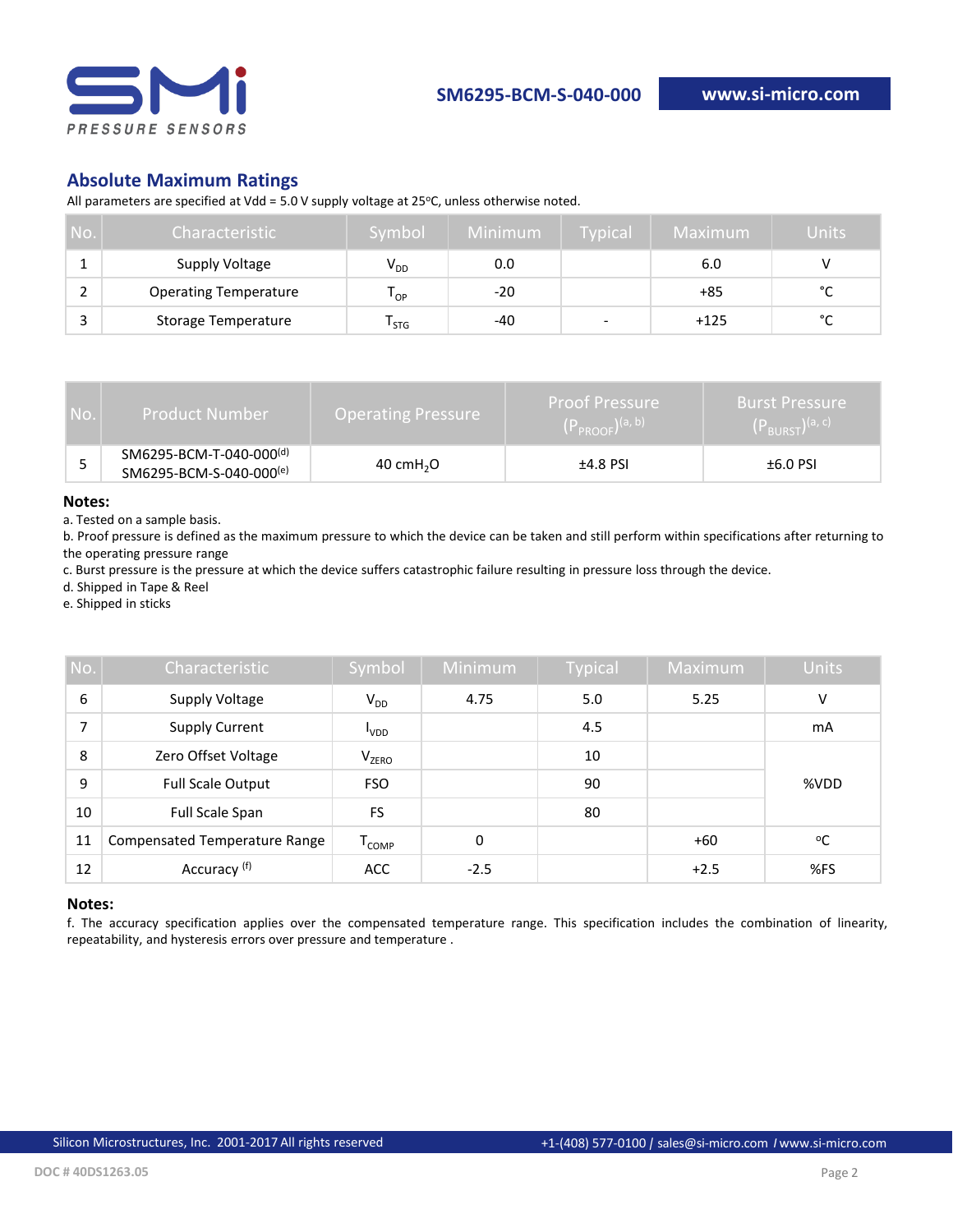## Absolute Maximum Ratings

All parameters are specified at Vdd = 5.0 V supply voltage at 25°C, unless otherwise noted.

| No. | Characteristic | Symbol | Minimum | Typical | Maximum | Units |
|---|---|---|---|---|---|---|
| 1 | Supply Voltage | $V_{DD}$ | 0.0 | | 6.0 | V |
| 2 | Operating Temperature | $T_{OP}$ | -20 | | +85 | °C |
| 3 | Storage Temperature | $T_{STG}$ | -40 | - | +125 | °C |

| No. | Product Number | Operating Pressure | Proof Pressure ($P_{PROOF}$)[a, b] | Burst Pressure ($P_{BURST}$)[a, c] |
|---|---|---|---|---|
| 5 | SM6295-BCM-T-040-000[d] SM6295-BCM-S-040-000[e] | 40 $cmH_2O$ | ±4.8 PSI | ±6.0 PSI |

**Notes:**

a. Tested on a sample basis.

b. Proof pressure is defined as the maximum pressure to which the device can be taken and still perform within specifications after returning to the operating pressure range

c. Burst pressure is the pressure at which the device suffers catastrophic failure resulting in pressure loss through the device.

d. Shipped in Tape & Reel

e. Shipped in sticks

| No. | Characteristic | Symbol | Minimum | Typical | Maximum | Units |
|---|---|---|---|---|---|---|
| 6 | Supply Voltage | $V_{DD}$ | 4.75 | 5.0 | 5.25 | V |
| 7 | Supply Current | $I_{VDD}$ | | 4.5 | | mA |
| 8 | Zero Offset Voltage | $V_{ZERO}$ | | 10 | | %VDD |
| 9 | Full Scale Output | FSO | | 90 | | %VDD |
| 10 | Full Scale Span | FS | | 80 | | %VDD |
| 11 | Compensated Temperature Range | $T_{COMP}$ | 0 | | +60 | °C |
| 12 | Accuracy [f] | ACC | -2.5 | | +2.5 | %FS |

**Notes:**

f. The accuracy specification applies over the compensated temperature range. This specification includes the combination of linearity, repeatability, and hysteresis errors over pressure and temperature .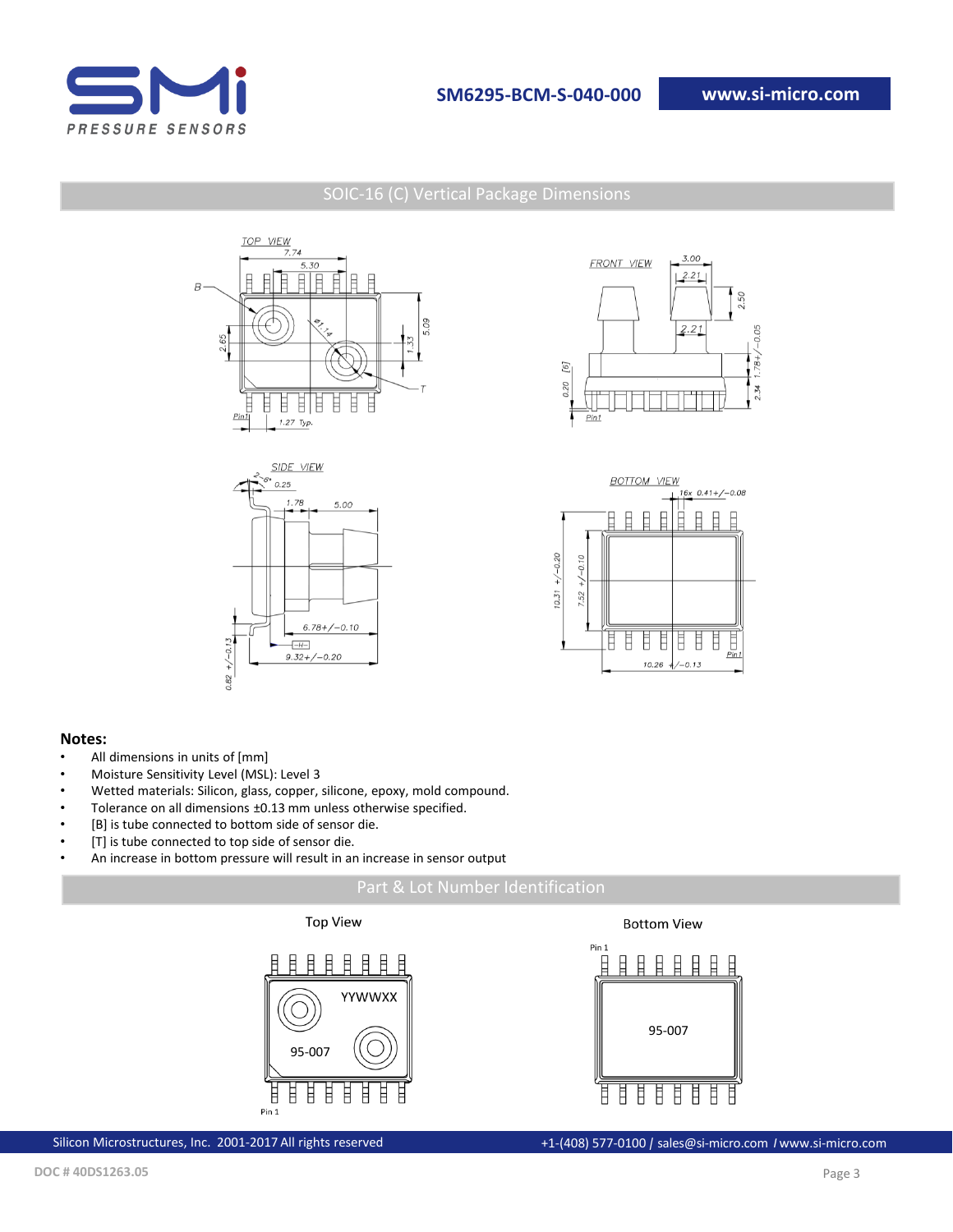## SOIC-16 (C) Vertical Package Dimensions

### Notes:

- All dimensions in units of [mm]
- Moisture Sensitivity Level (MSL): Level 3
- Wetted materials: Silicon, glass, copper, silicone, epoxy, mold compound.
- Tolerance on all dimensions ±0.13 mm unless otherwise specified.
- [B] is tube connected to bottom side of sensor die.
- [T] is tube connected to top side of sensor die.
- An increase in bottom pressure will result in an increase in sensor output

## Part & Lot Number Identification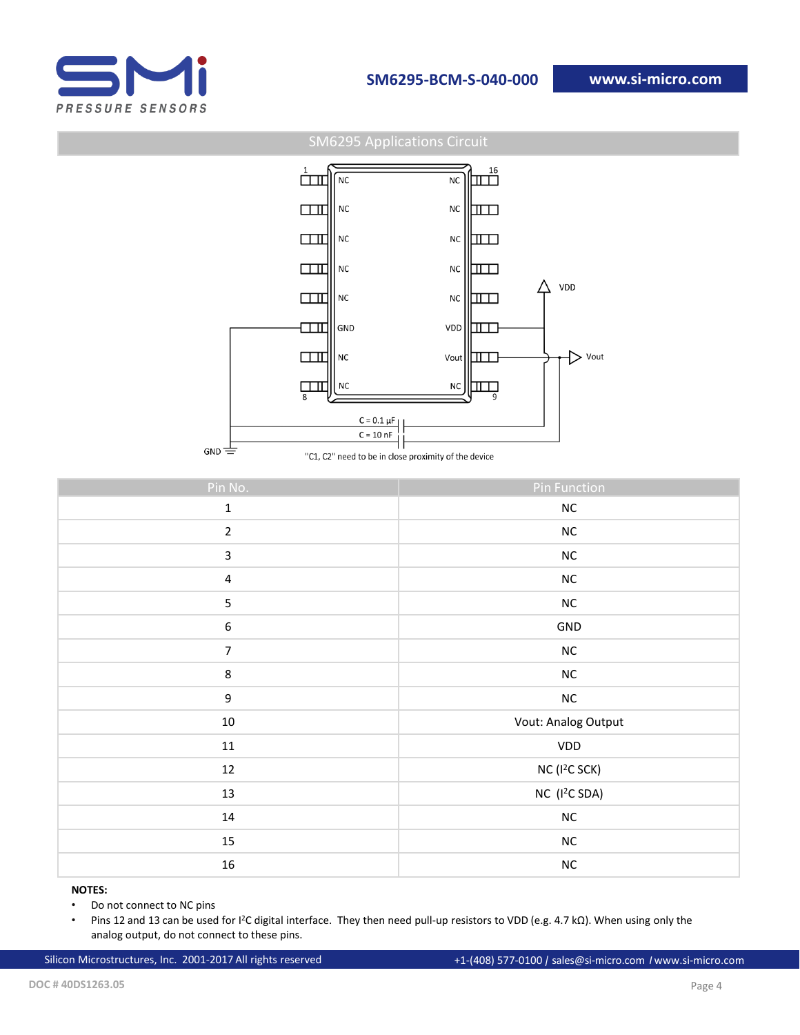## SM6295 Applications Circuit

"C1, C2" need to be in close proximity of the device

| Pin No. | Pin Function |
|---|---|
| 1 | NC |
| 2 | NC |
| 3 | NC |
| 4 | NC |
| 5 | NC |
| 6 | GND |
| 7 | NC |
| 8 | NC |
| 9 | NC |
| 10 | Vout: Analog Output |
| 11 | VDD |
| 12 | NC ($I^2C$ SCK) |
| 13 | NC ($I^2C$ SDA) |
| 14 | NC |
| 15 | NC |
| 16 | NC |

**NOTES:**

- Do not connect to NC pins
- Pins 12 and 13 can be used for $I^2C$ digital interface. They then need pull-up resistors to VDD (e.g. 4.7 kΩ). When using only the analog output, do not connect to these pins.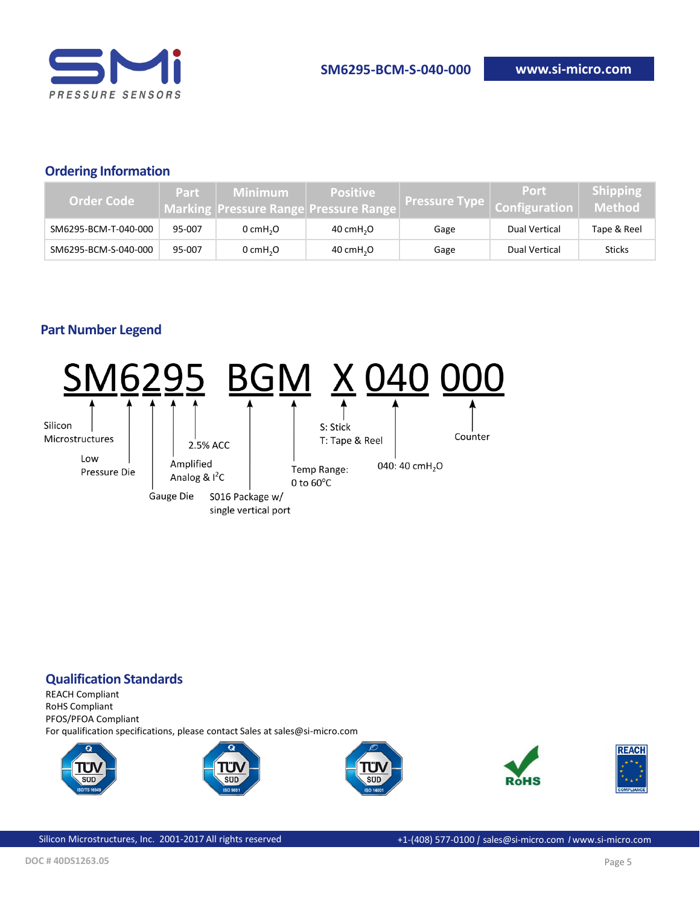## Ordering Information

| Order Code | Part Marking | Minimum Pressure Range | Positive Pressure Range | Pressure Type | Port Configuration | Shipping Method |
|---|---|---|---|---|---|---|
| SM6295-BCM-T-040-000 | 95-007 | 0 $cmH_2O$ | 40 $cmH_2O$ | Gage | Dual Vertical | Tape & Reel |
| SM6295-BCM-S-040-000 | 95-007 | 0 $cmH_2O$ | 40 $cmH_2O$ | Gage | Dual Vertical | Sticks |

## Part Number Legend

SM6295 BGM X 040 000

- SM: Silicon Microstructures
- 6: Low Pressure Die
- 2: Gauge Die
- 9: Amplified Analog & $I^2C$
- 5: 2.5% ACC
- B: S016 Package w/ single vertical port
- GM: Temp Range: 0 to 60°C
- X: S: Stick; T: Tape & Reel
- 040: 40 $cmH_2O$
- 000: Counter

## Qualification Standards

REACH Compliant
RoHS Compliant
PFOS/PFOA Compliant
For qualification specifications, please contact Sales at sales@si-micro.com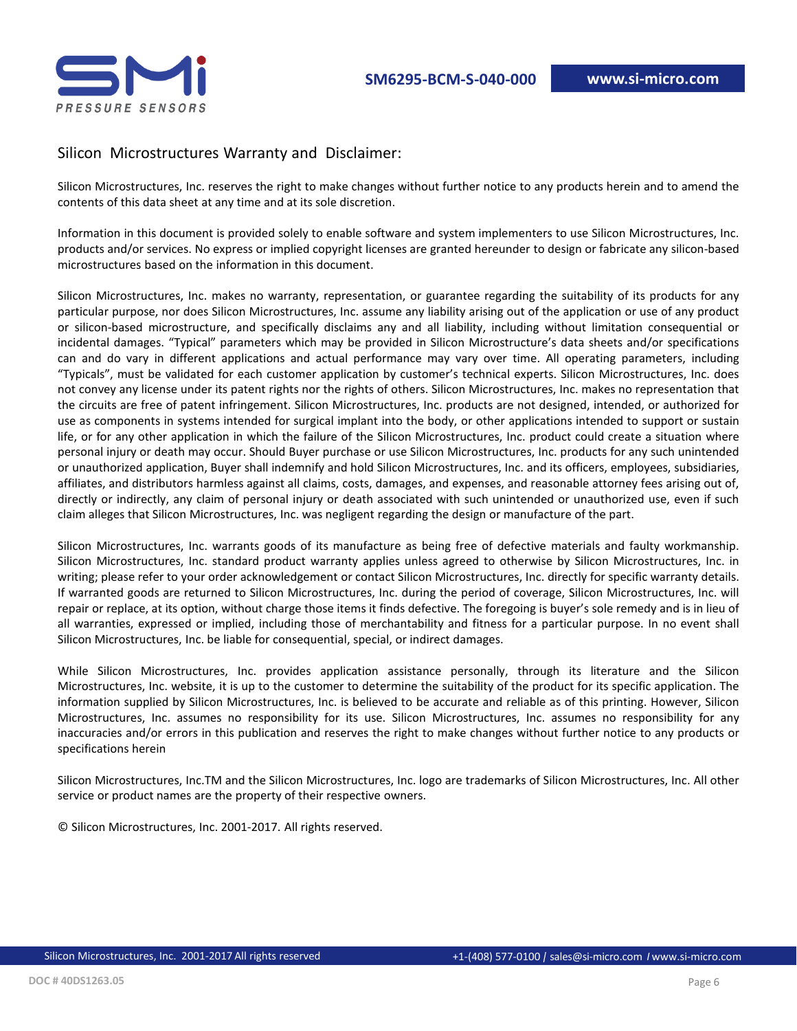## Silicon Microstructures Warranty and Disclaimer:

Silicon Microstructures, Inc. reserves the right to make changes without further notice to any products herein and to amend the contents of this data sheet at any time and at its sole discretion.

Information in this document is provided solely to enable software and system implementers to use Silicon Microstructures, Inc. products and/or services. No express or implied copyright licenses are granted hereunder to design or fabricate any silicon-based microstructures based on the information in this document.

Silicon Microstructures, Inc. makes no warranty, representation, or guarantee regarding the suitability of its products for any particular purpose, nor does Silicon Microstructures, Inc. assume any liability arising out of the application or use of any product or silicon-based microstructure, and specifically disclaims any and all liability, including without limitation consequential or incidental damages. "Typical" parameters which may be provided in Silicon Microstructure's data sheets and/or specifications can and do vary in different applications and actual performance may vary over time. All operating parameters, including "Typicals", must be validated for each customer application by customer's technical experts. Silicon Microstructures, Inc. does not convey any license under its patent rights nor the rights of others. Silicon Microstructures, Inc. makes no representation that the circuits are free of patent infringement. Silicon Microstructures, Inc. products are not designed, intended, or authorized for use as components in systems intended for surgical implant into the body, or other applications intended to support or sustain life, or for any other application in which the failure of the Silicon Microstructures, Inc. product could create a situation where personal injury or death may occur. Should Buyer purchase or use Silicon Microstructures, Inc. products for any such unintended or unauthorized application, Buyer shall indemnify and hold Silicon Microstructures, Inc. and its officers, employees, subsidiaries, affiliates, and distributors harmless against all claims, costs, damages, and expenses, and reasonable attorney fees arising out of, directly or indirectly, any claim of personal injury or death associated with such unintended or unauthorized use, even if such claim alleges that Silicon Microstructures, Inc. was negligent regarding the design or manufacture of the part.

Silicon Microstructures, Inc. warrants goods of its manufacture as being free of defective materials and faulty workmanship. Silicon Microstructures, Inc. standard product warranty applies unless agreed to otherwise by Silicon Microstructures, Inc. in writing; please refer to your order acknowledgement or contact Silicon Microstructures, Inc. directly for specific warranty details. If warranted goods are returned to Silicon Microstructures, Inc. during the period of coverage, Silicon Microstructures, Inc. will repair or replace, at its option, without charge those items it finds defective. The foregoing is buyer's sole remedy and is in lieu of all warranties, expressed or implied, including those of merchantability and fitness for a particular purpose. In no event shall Silicon Microstructures, Inc. be liable for consequential, special, or indirect damages.

While Silicon Microstructures, Inc. provides application assistance personally, through its literature and the Silicon Microstructures, Inc. website, it is up to the customer to determine the suitability of the product for its specific application. The information supplied by Silicon Microstructures, Inc. is believed to be accurate and reliable as of this printing. However, Silicon Microstructures, Inc. assumes no responsibility for its use. Silicon Microstructures, Inc. assumes no responsibility for any inaccuracies and/or errors in this publication and reserves the right to make changes without further notice to any products or specifications herein

Silicon Microstructures, Inc.TM and the Silicon Microstructures, Inc. logo are trademarks of Silicon Microstructures, Inc. All other service or product names are the property of their respective owners.

© Silicon Microstructures, Inc. 2001-2017. All rights reserved.